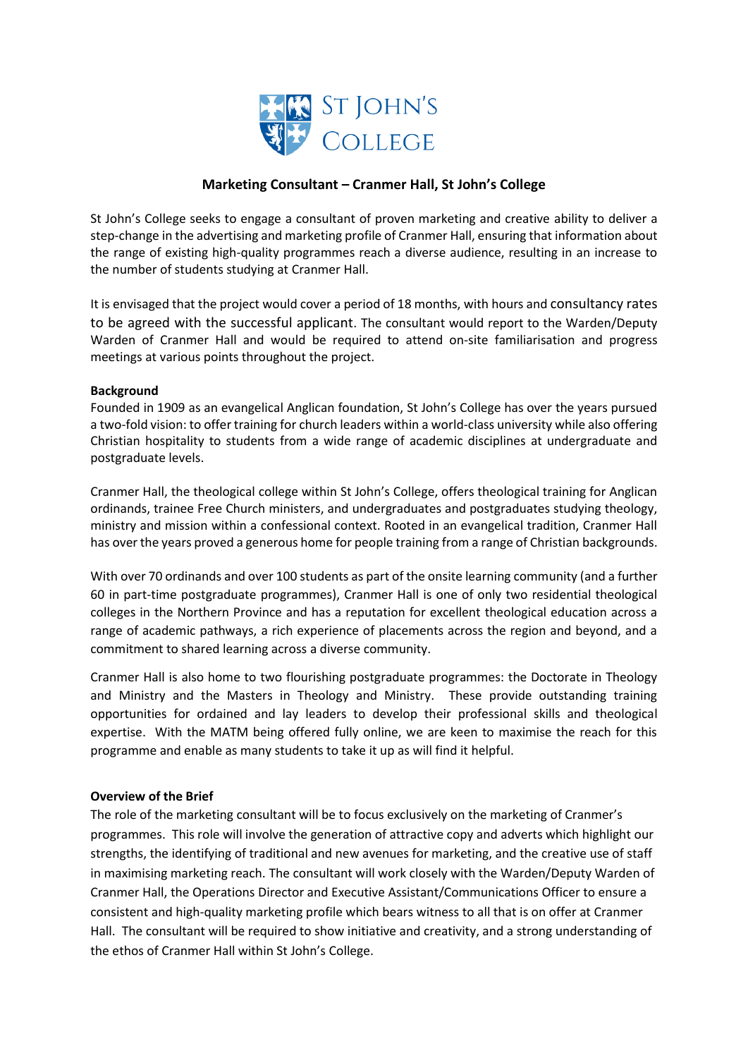# Marketing Consultant – Cranmer Hall, St John's College

St John's College seeks to engage a consultant of proven marketing and creative ability to deliver a step-change in the advertising and marketing profile of Cranmer Hall, ensuring that information about the range of existing high-quality programmes reach a diverse audience, resulting in an increase to the number of students studying at Cranmer Hall.

It is envisaged that the project would cover a period of 18 months, with hours and consultancy rates to be agreed with the successful applicant. The consultant would report to the Warden/Deputy Warden of Cranmer Hall and would be required to attend on-site familiarisation and progress meetings at various points throughout the project.

**Background**

Founded in 1909 as an evangelical Anglican foundation, St John's College has over the years pursued a two-fold vision: to offer training for church leaders within a world-class university while also offering Christian hospitality to students from a wide range of academic disciplines at undergraduate and postgraduate levels.

Cranmer Hall, the theological college within St John's College, offers theological training for Anglican ordinands, trainee Free Church ministers, and undergraduates and postgraduates studying theology, ministry and mission within a confessional context. Rooted in an evangelical tradition, Cranmer Hall has over the years proved a generous home for people training from a range of Christian backgrounds.

With over 70 ordinands and over 100 students as part of the onsite learning community (and a further 60 in part-time postgraduate programmes), Cranmer Hall is one of only two residential theological colleges in the Northern Province and has a reputation for excellent theological education across a range of academic pathways, a rich experience of placements across the region and beyond, and a commitment to shared learning across a diverse community.

Cranmer Hall is also home to two flourishing postgraduate programmes: the Doctorate in Theology and Ministry and the Masters in Theology and Ministry. These provide outstanding training opportunities for ordained and lay leaders to develop their professional skills and theological expertise. With the MATM being offered fully online, we are keen to maximise the reach for this programme and enable as many students to take it up as will find it helpful.

**Overview of the Brief**

The role of the marketing consultant will be to focus exclusively on the marketing of Cranmer's programmes. This role will involve the generation of attractive copy and adverts which highlight our strengths, the identifying of traditional and new avenues for marketing, and the creative use of staff in maximising marketing reach. The consultant will work closely with the Warden/Deputy Warden of Cranmer Hall, the Operations Director and Executive Assistant/Communications Officer to ensure a consistent and high-quality marketing profile which bears witness to all that is on offer at Cranmer Hall. The consultant will be required to show initiative and creativity, and a strong understanding of the ethos of Cranmer Hall within St John's College.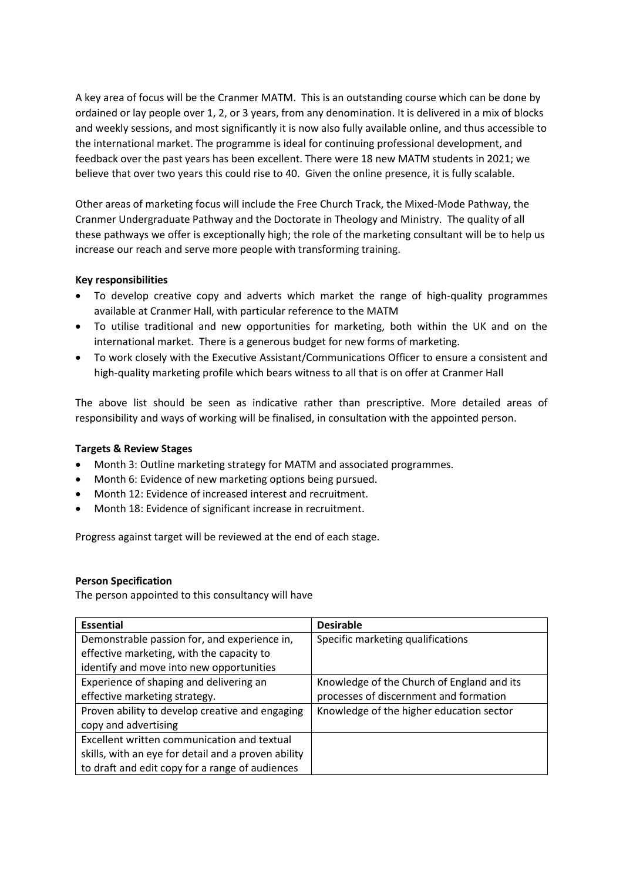A key area of focus will be the Cranmer MATM. This is an outstanding course which can be done by ordained or lay people over 1, 2, or 3 years, from any denomination. It is delivered in a mix of blocks and weekly sessions, and most significantly it is now also fully available online, and thus accessible to the international market. The programme is ideal for continuing professional development, and feedback over the past years has been excellent. There were 18 new MATM students in 2021; we believe that over two years this could rise to 40. Given the online presence, it is fully scalable.

Other areas of marketing focus will include the Free Church Track, the Mixed-Mode Pathway, the Cranmer Undergraduate Pathway and the Doctorate in Theology and Ministry. The quality of all these pathways we offer is exceptionally high; the role of the marketing consultant will be to help us increase our reach and serve more people with transforming training.

**Key responsibilities**

- To develop creative copy and adverts which market the range of high-quality programmes available at Cranmer Hall, with particular reference to the MATM
- To utilise traditional and new opportunities for marketing, both within the UK and on the international market. There is a generous budget for new forms of marketing.
- To work closely with the Executive Assistant/Communications Officer to ensure a consistent and high-quality marketing profile which bears witness to all that is on offer at Cranmer Hall

The above list should be seen as indicative rather than prescriptive. More detailed areas of responsibility and ways of working will be finalised, in consultation with the appointed person.

**Targets & Review Stages**

- Month 3: Outline marketing strategy for MATM and associated programmes.
- Month 6: Evidence of new marketing options being pursued.
- Month 12: Evidence of increased interest and recruitment.
- Month 18: Evidence of significant increase in recruitment.

Progress against target will be reviewed at the end of each stage.

**Person Specification**

The person appointed to this consultancy will have

| **Essential** | **Desirable** |
|---|---|
| Demonstrable passion for, and experience in, effective marketing, with the capacity to identify and move into new opportunities | Specific marketing qualifications |
| Experience of shaping and delivering an effective marketing strategy. | Knowledge of the Church of England and its processes of discernment and formation |
| Proven ability to develop creative and engaging copy and advertising | Knowledge of the higher education sector |
| Excellent written communication and textual skills, with an eye for detail and a proven ability to draft and edit copy for a range of audiences | |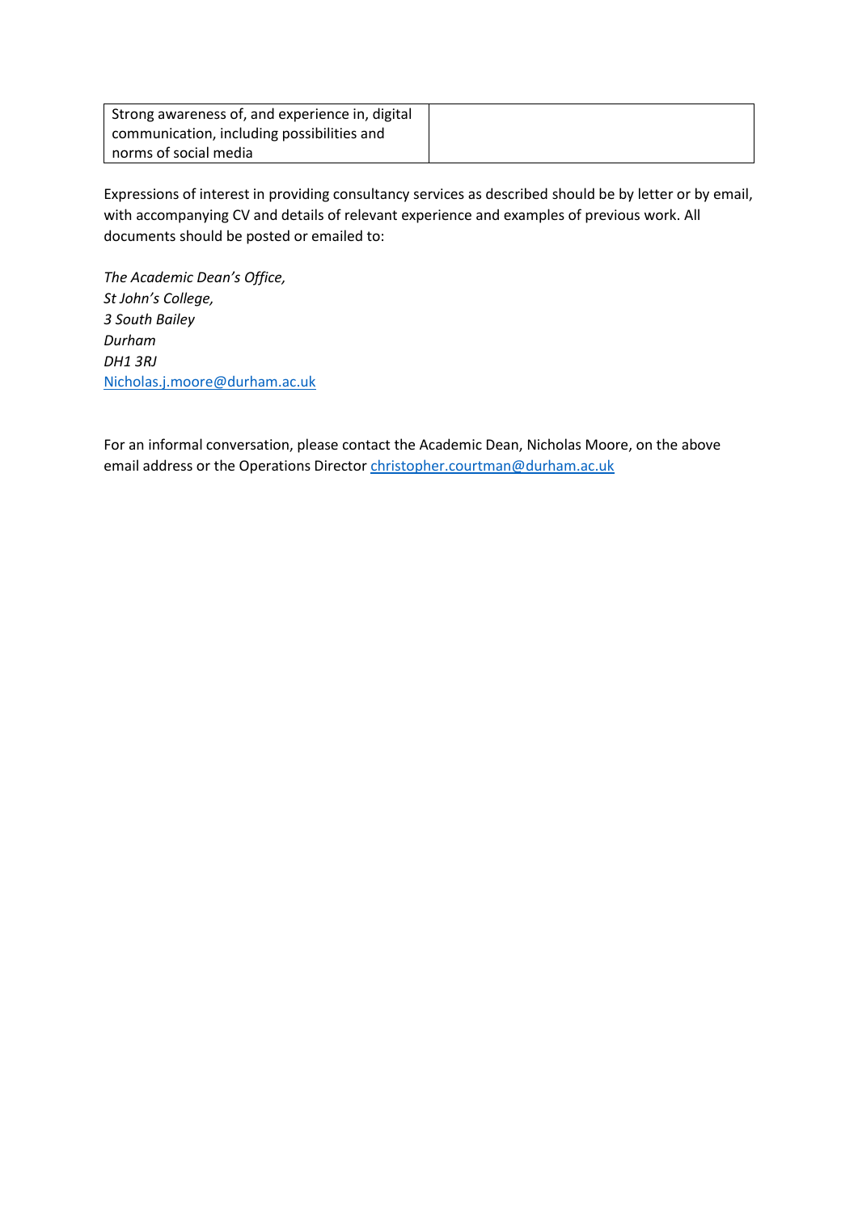| | |
|---|---|
| Strong awareness of, and experience in, digital communication, including possibilities and norms of social media | |

Expressions of interest in providing consultancy services as described should be by letter or by email, with accompanying CV and details of relevant experience and examples of previous work. All documents should be posted or emailed to:

*The Academic Dean's Office,*
*St John's College,*
*3 South Bailey*
*Durham*
*DH1 3RJ*
[Nicholas.j.moore@durham.ac.uk](mailto:Nicholas.j.moore@durham.ac.uk)

For an informal conversation, please contact the Academic Dean, Nicholas Moore, on the above email address or the Operations Director [christopher.courtman@durham.ac.uk](mailto:christopher.courtman@durham.ac.uk)